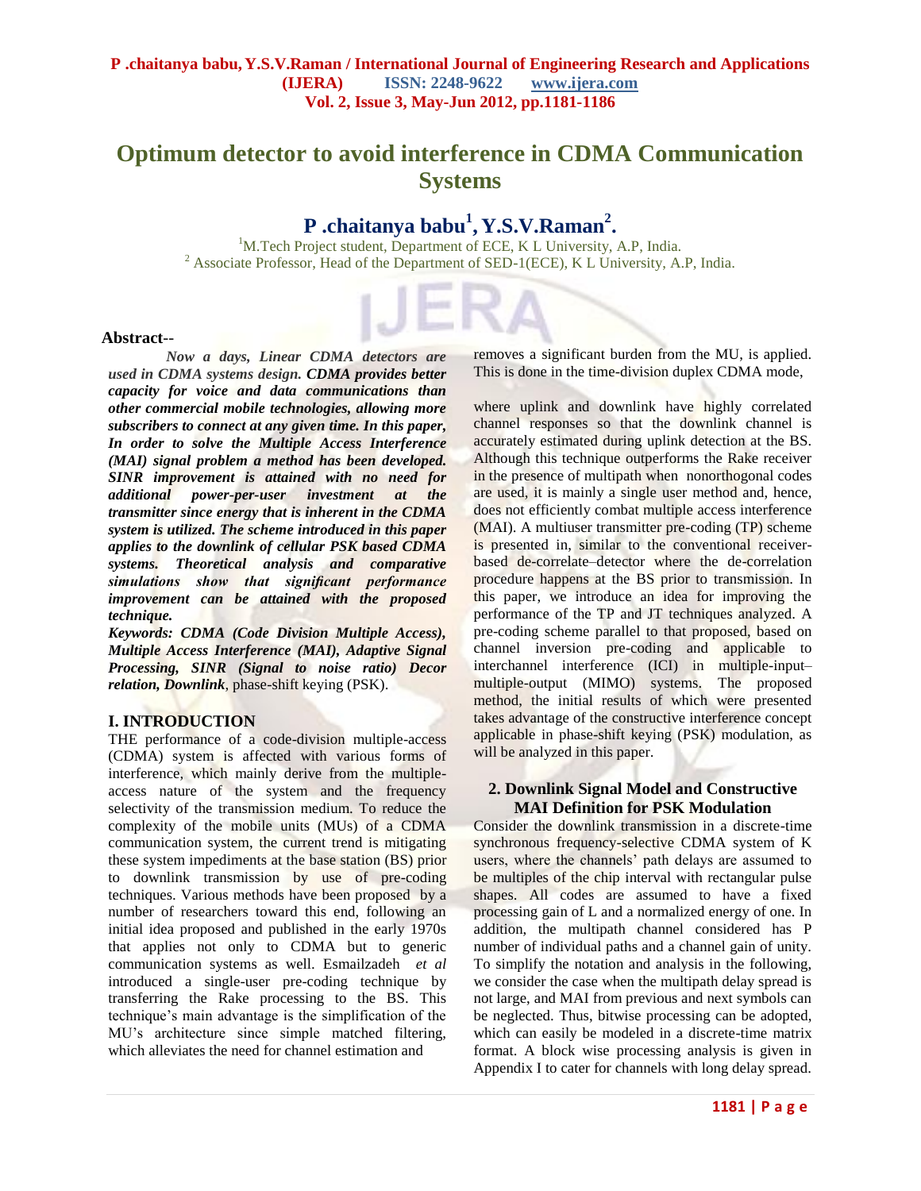# Optimum detector to avoid interference in CDMA Communication Systems

## P .chaitanya babu[1], Y.S.V.Raman[2].

[1]M.Tech Project student, Department of ECE, K L University, A.P, India.
[2] Associate Professor, Head of the Department of SED-1(ECE), K L University, A.P, India.

**Abstract**--

***Now a days, Linear CDMA detectors are used in CDMA systems design. CDMA provides better capacity for voice and data communications than other commercial mobile technologies, allowing more subscribers to connect at any given time. In this paper, In order to solve the Multiple Access Interference (MAI) signal problem a method has been developed. SINR improvement is attained with no need for additional power-per-user investment at the transmitter since energy that is inherent in the CDMA system is utilized. The scheme introduced in this paper applies to the downlink of cellular PSK based CDMA systems. Theoretical analysis and comparative simulations show that significant performance improvement can be attained with the proposed technique.***

***Keywords: CDMA (Code Division Multiple Access), Multiple Access Interference (MAI), Adaptive Signal Processing, SINR (Signal to noise ratio) Decor relation, Downlink***, phase-shift keying (PSK).

## I. INTRODUCTION

THE performance of a code-division multiple-access (CDMA) system is affected with various forms of interference, which mainly derive from the multiple-access nature of the system and the frequency selectivity of the transmission medium. To reduce the complexity of the mobile units (MUs) of a CDMA communication system, the current trend is mitigating these system impediments at the base station (BS) prior to downlink transmission by use of pre-coding techniques. Various methods have been proposed by a number of researchers toward this end, following an initial idea proposed and published in the early 1970s that applies not only to CDMA but to generic communication systems as well. Esmailzadeh *et al* introduced a single-user pre-coding technique by transferring the Rake processing to the BS. This technique's main advantage is the simplification of the MU's architecture since simple matched filtering, which alleviates the need for channel estimation and removes a significant burden from the MU, is applied. This is done in the time-division duplex CDMA mode,

where uplink and downlink have highly correlated channel responses so that the downlink channel is accurately estimated during uplink detection at the BS. Although this technique outperforms the Rake receiver in the presence of multipath when nonorthogonal codes are used, it is mainly a single user method and, hence, does not efficiently combat multiple access interference (MAI). A multiuser transmitter pre-coding (TP) scheme is presented in, similar to the conventional receiver-based de-correlate–detector where the de-correlation procedure happens at the BS prior to transmission. In this paper, we introduce an idea for improving the performance of the TP and JT techniques analyzed. A pre-coding scheme parallel to that proposed, based on channel inversion pre-coding and applicable to interchannel interference (ICI) in multiple-input–multiple-output (MIMO) systems. The proposed method, the initial results of which were presented takes advantage of the constructive interference concept applicable in phase-shift keying (PSK) modulation, as will be analyzed in this paper.

## 2. Downlink Signal Model and Constructive MAI Definition for PSK Modulation

Consider the downlink transmission in a discrete-time synchronous frequency-selective CDMA system of K users, where the channels' path delays are assumed to be multiples of the chip interval with rectangular pulse shapes. All codes are assumed to have a fixed processing gain of L and a normalized energy of one. In addition, the multipath channel considered has P number of individual paths and a channel gain of unity. To simplify the notation and analysis in the following, we consider the case when the multipath delay spread is not large, and MAI from previous and next symbols can be neglected. Thus, bitwise processing can be adopted, which can easily be modeled in a discrete-time matrix format. A block wise processing analysis is given in Appendix I to cater for channels with long delay spread.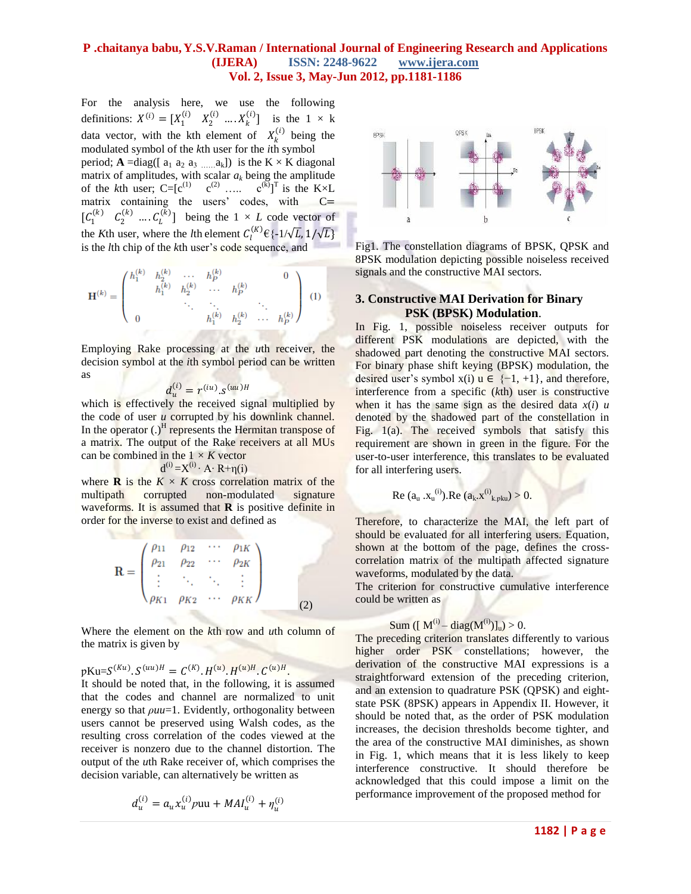For the analysis here, we use the following definitions: $X^{(i)} = [X_1^{(i)} \; X_2^{(i)} \; \ldots X_k^{(i)}]$ is the 1 × k data vector, with the kth element of $X_k^{(i)}$ being the modulated symbol of the *k*th user for the *i*th symbol period; **A** =diag([ $a_1$ $a_2$ $a_3$ ...... $a_k$]) is the K × K diagonal matrix of amplitudes, with scalar $a_k$ being the amplitude of the *k*th user; C=[$c^{(1)}$ $c^{(2)}$ ..... $c^{(k)}$]$^T$ is the K×L matrix containing the users' codes, with C= $[C_1^{(k)} \; C_2^{(k)} \; \ldots C_L^{(k)}]$ being the 1 × *L* code vector of the *K*th user, where the *l*th element $C_l^{(K)} \in \{-1/\sqrt{L}, 1/\sqrt{L}\}$ is the *l*th chip of the *k*th user's code sequence, and

$$\mathbf{H}^{(k)} = \begin{pmatrix} h_1^{(k)} & h_2^{(k)} & \cdots & h_P^{(k)} & & & 0 \\ & h_1^{(k)} & h_2^{(k)} & \cdots & h_P^{(k)} & & \\ & & \ddots & \ddots & & \ddots & \\ 0 & & & h_1^{(k)} & h_2^{(k)} & \cdots & h_P^{(k)} \end{pmatrix} \quad (1)$$

Employing Rake processing at the *u*th receiver, the decision symbol at the *i*th symbol period can be written as

$$d_u^{(i)} = r^{(iu)}.s^{(uu)H}$$

which is effectively the received signal multiplied by the code of user *u* corrupted by his downlink channel. In the operator $(.)^H$ represents the Hermitan transpose of a matrix. The output of the Rake receivers at all MUs can be combined in the 1 × *K* vector

$$d^{(i)} = X^{(i)} \cdot A \cdot R + \eta(i)$$

where **R** is the *K* × *K* cross correlation matrix of the multipath corrupted non-modulated signature waveforms. It is assumed that **R** is positive definite in order for the inverse to exist and defined as

$$\mathbf{R} = \begin{pmatrix} \rho_{11} & \rho_{12} & \cdots & \rho_{1K} \\ \rho_{21} & \rho_{22} & \cdots & \rho_{2K} \\ \vdots & \ddots & \ddots & \vdots \\ \rho_{K1} & \rho_{K2} & \cdots & \rho_{KK} \end{pmatrix} \quad (2)$$

Where the element on the *k*th row and *u*th column of the matrix is given by

$$pKu = S^{(Ku)}.S^{(uu)H} = C^{(K)}.H^{(u)}.H^{(u)H}.C^{(u)H}.$$

It should be noted that, in the following, it is assumed that the codes and channel are normalized to unit energy so that $\rho uu$=1. Evidently, orthogonality between users cannot be preserved using Walsh codes, as the resulting cross correlation of the codes viewed at the receiver is nonzero due to the channel distortion. The output of the *u*th Rake receiver of, which comprises the decision variable, can alternatively be written as

$$d_u^{(i)} = a_u x_u^{(i)} \rho uu + MAI_u^{(i)} + \eta_u^{(i)}$$

Fig1. The constellation diagrams of BPSK, QPSK and 8PSK modulation depicting possible noiseless received signals and the constructive MAI sectors.

## 3. Constructive MAI Derivation for Binary PSK (BPSK) Modulation.

In Fig. 1, possible noiseless receiver outputs for different PSK modulations are depicted, with the shadowed part denoting the constructive MAI sectors. For binary phase shift keying (BPSK) modulation, the desired user's symbol x(i) u ∈ {−1, +1}, and therefore, interference from a specific (*k*th) user is constructive when it has the same sign as the desired data *x*(*i*) *u* denoted by the shadowed part of the constellation in Fig. 1(a). The received symbols that satisfy this requirement are shown in green in the figure. For the user-to-user interference, this translates to be evaluated for all interfering users.

$$\text{Re}\,(a_u \,.x_u^{(i)}).\text{Re}\,(a_k.x^{(i)}_{k.pku}) > 0.$$

Therefore, to characterize the MAI, the left part of should be evaluated for all interfering users. Equation, shown at the bottom of the page, defines the cross-correlation matrix of the multipath affected signature waveforms, modulated by the data.

The criterion for constructive cumulative interference could be written as

$$\text{Sum}\,([\,M^{(i)} - \text{diag}(M^{(i)})]_u) > 0.$$

The preceding criterion translates differently to various higher order PSK constellations; however, the derivation of the constructive MAI expressions is a straightforward extension of the preceding criterion, and an extension to quadrature PSK (QPSK) and eight-state PSK (8PSK) appears in Appendix II. However, it should be noted that, as the order of PSK modulation increases, the decision thresholds become tighter, and the area of the constructive MAI diminishes, as shown in Fig. 1, which means that it is less likely to keep interference constructive. It should therefore be acknowledged that this could impose a limit on the performance improvement of the proposed method for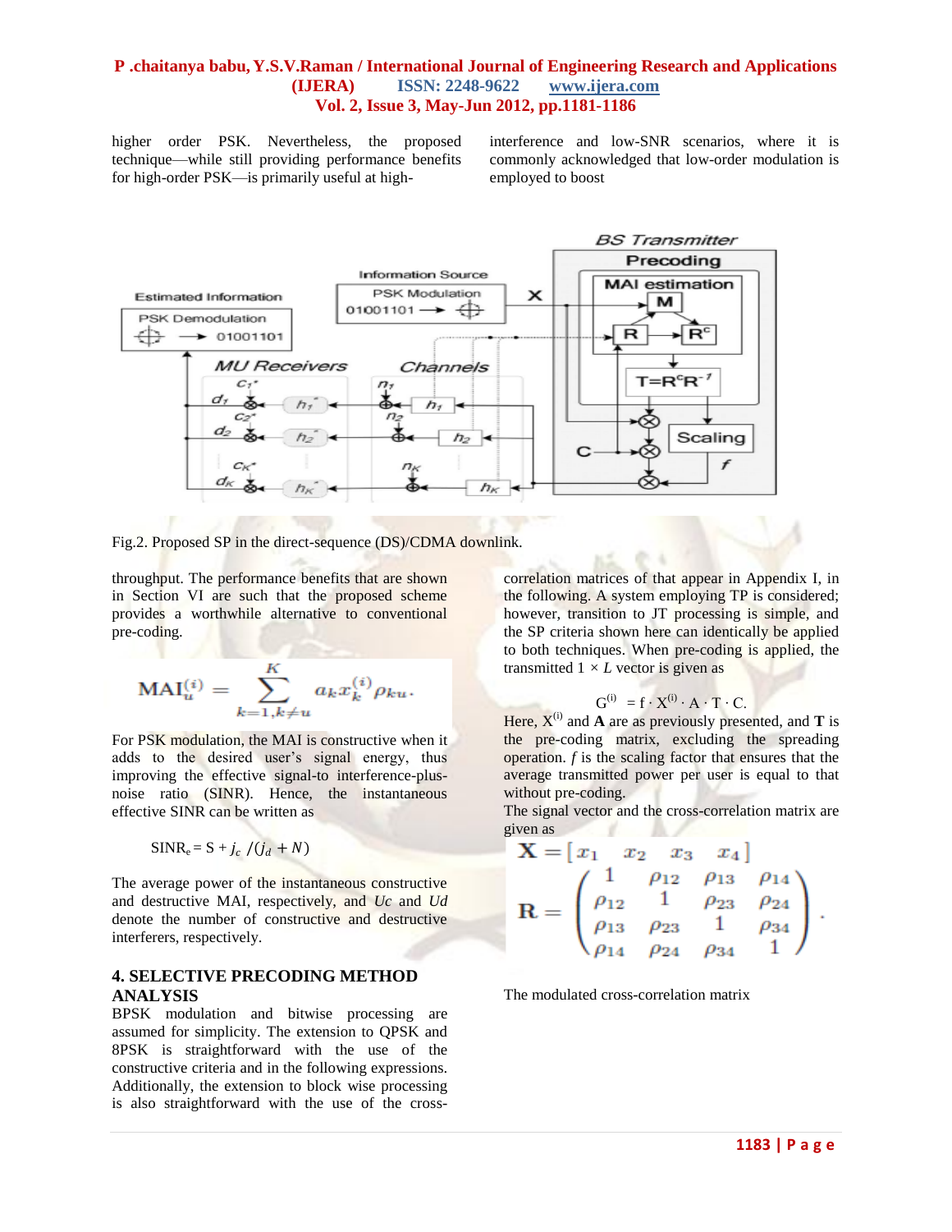higher order PSK. Nevertheless, the proposed technique—while still providing performance benefits for high-order PSK—is primarily useful at high-interference and low-SNR scenarios, where it is commonly acknowledged that low-order modulation is employed to boost throughput. The performance benefits that are shown in Section VI are such that the proposed scheme provides a worthwhile alternative to conventional pre-coding.

Fig.2. Proposed SP in the direct-sequence (DS)/CDMA downlink.

$$\mathrm{MAI}_u^{(i)} = \sum_{k=1,k\neq u}^{K} a_k x_k^{(i)} \rho_{ku}.$$

For PSK modulation, the MAI is constructive when it adds to the desired user's signal energy, thus improving the effective signal-to interference-plus-noise ratio (SINR). Hence, the instantaneous effective SINR can be written as

$$\mathrm{SINR}_e = S + j_c \,/ (j_d + N)$$

The average power of the instantaneous constructive and destructive MAI, respectively, and *Uc* and *Ud* denote the number of constructive and destructive interferers, respectively.

## 4. SELECTIVE PRECODING METHOD ANALYSIS

BPSK modulation and bitwise processing are assumed for simplicity. The extension to QPSK and 8PSK is straightforward with the use of the constructive criteria and in the following expressions. Additionally, the extension to block wise processing is also straightforward with the use of the cross-correlation matrices of that appear in Appendix I, in the following. A system employing TP is considered; however, transition to JT processing is simple, and the SP criteria shown here can identically be applied to both techniques. When pre-coding is applied, the transmitted $1 \times L$ vector is given as

$$G^{(i)} = f \cdot X^{(i)} \cdot A \cdot T \cdot C.$$

Here, $X^{(i)}$ and **A** are as previously presented, and **T** is the pre-coding matrix, excluding the spreading operation. *f* is the scaling factor that ensures that the average transmitted power per user is equal to that without pre-coding.

The signal vector and the cross-correlation matrix are given as

$$\mathbf{X} = [x_1 \quad x_2 \quad x_3 \quad x_4]$$

$$\mathbf{R} = \begin{pmatrix} 1 & \rho_{12} & \rho_{13} & \rho_{14} \\ \rho_{12} & 1 & \rho_{23} & \rho_{24} \\ \rho_{13} & \rho_{23} & 1 & \rho_{34} \\ \rho_{14} & \rho_{24} & \rho_{34} & 1 \end{pmatrix}.$$

The modulated cross-correlation matrix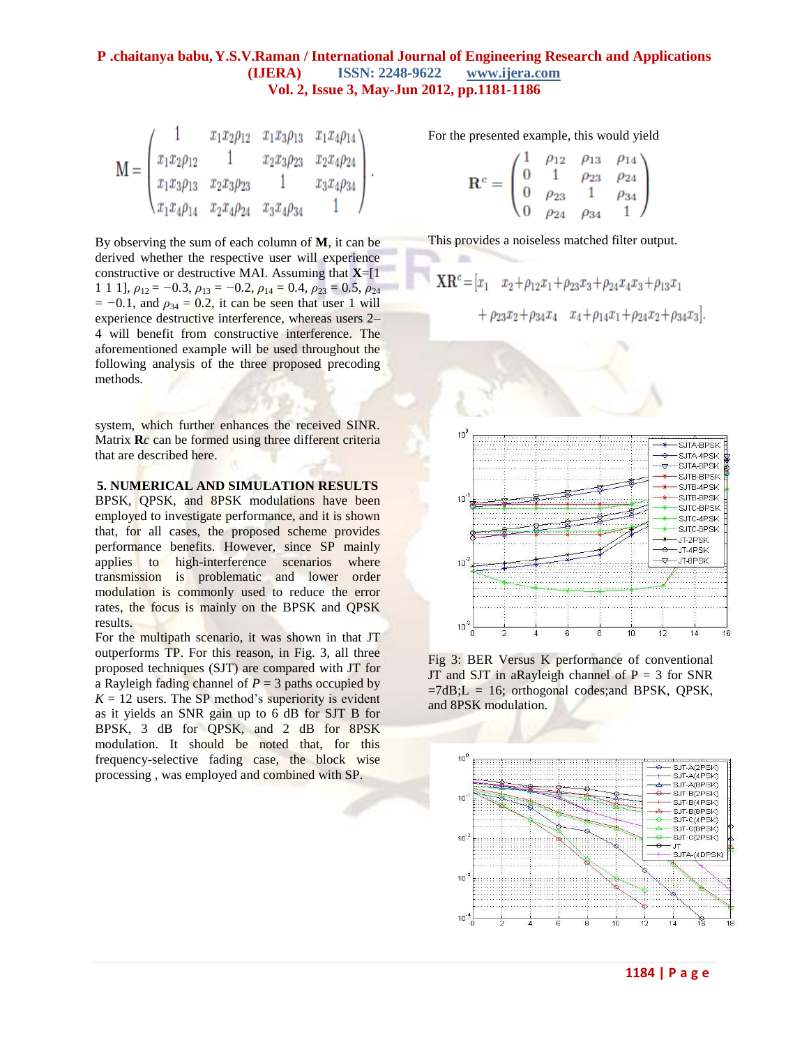$$\mathbf{M} = \begin{pmatrix} 1 & x_1x_2\rho_{12} & x_1x_3\rho_{13} & x_1x_4\rho_{14} \\ x_1x_2\rho_{12} & 1 & x_2x_3\rho_{23} & x_2x_4\rho_{24} \\ x_1x_3\rho_{13} & x_2x_3\rho_{23} & 1 & x_3x_4\rho_{34} \\ x_1x_4\rho_{14} & x_2x_4\rho_{24} & x_3x_4\rho_{34} & 1 \end{pmatrix}.$$

By observing the sum of each column of **M**, it can be derived whether the respective user will experience constructive or destructive MAI. Assuming that **X**=[1 1 1 1], $\rho_{12} = -0.3$, $\rho_{13} = -0.2$, $\rho_{14} = 0.4$, $\rho_{23} = 0.5$, $\rho_{24} = -0.1$, and $\rho_{34} = 0.2$, it can be seen that user 1 will experience destructive interference, whereas users 2–4 will benefit from constructive interference. The aforementioned example will be used throughout the following analysis of the three proposed precoding methods.

system, which further enhances the received SINR. Matrix **R***c* can be formed using three different criteria that are described here.

## 5. NUMERICAL AND SIMULATION RESULTS

BPSK, QPSK, and 8PSK modulations have been employed to investigate performance, and it is shown that, for all cases, the proposed scheme provides performance benefits. However, since SP mainly applies to high-interference scenarios where transmission is problematic and lower order modulation is commonly used to reduce the error rates, the focus is mainly on the BPSK and QPSK results.

For the multipath scenario, it was shown in that JT outperforms TP. For this reason, in Fig. 3, all three proposed techniques (SJT) are compared with JT for a Rayleigh fading channel of $P = 3$ paths occupied by $K = 12$ users. The SP method's superiority is evident as it yields an SNR gain up to 6 dB for SJT B for BPSK, 3 dB for QPSK, and 2 dB for 8PSK modulation. It should be noted that, for this frequency-selective fading case, the block wise processing , was employed and combined with SP.

For the presented example, this would yield

$$\mathbf{R}^c = \begin{pmatrix} 1 & \rho_{12} & \rho_{13} & \rho_{14} \\ 0 & 1 & \rho_{23} & \rho_{24} \\ 0 & \rho_{23} & 1 & \rho_{34} \\ 0 & \rho_{24} & \rho_{34} & 1 \end{pmatrix}$$

This provides a noiseless matched filter output.

$$\mathbf{X}\mathbf{R}^c = [x_1 \quad x_2 + \rho_{12}x_1 + \rho_{23}x_3 + \rho_{24}x_4x_3 + \rho_{13}x_1 + \rho_{23}x_2 + \rho_{34}x_4 \quad x_4 + \rho_{14}x_1 + \rho_{24}x_2 + \rho_{34}x_3].$$

Fig 3: BER Versus K performance of conventional JT and SJT in aRayleigh channel of P = 3 for SNR =7dB;L = 16; orthogonal codes;and BPSK, QPSK, and 8PSK modulation.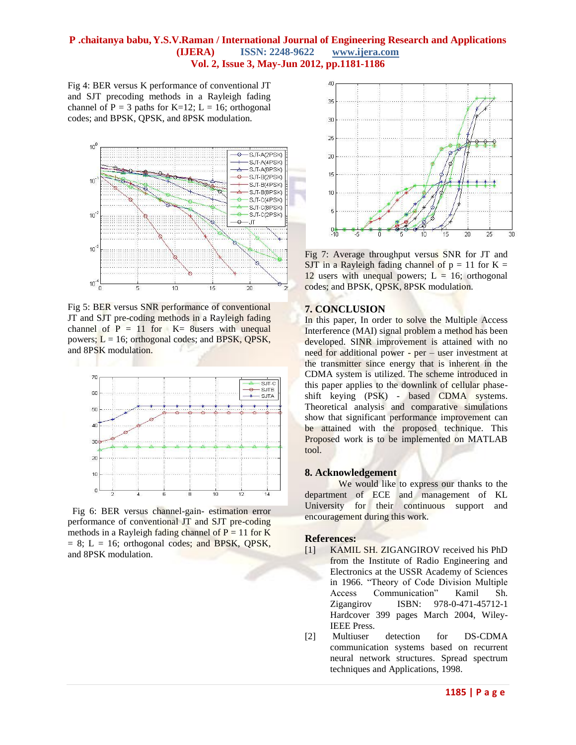Fig 4: BER versus K performance of conventional JT and SJT precoding methods in a Rayleigh fading channel of P = 3 paths for K=12; L = 16; orthogonal codes; and BPSK, QPSK, and 8PSK modulation.

Fig 5: BER versus SNR performance of conventional JT and SJT pre-coding methods in a Rayleigh fading channel of P = 11 for K= 8users with unequal powers; L = 16; orthogonal codes; and BPSK, QPSK, and 8PSK modulation.

Fig 6: BER versus channel-gain- estimation error performance of conventional JT and SJT pre-coding methods in a Rayleigh fading channel of P = 11 for K = 8; L = 16; orthogonal codes; and BPSK, QPSK, and 8PSK modulation.

Fig 7: Average throughput versus SNR for JT and SJT in a Rayleigh fading channel of p = 11 for K = 12 users with unequal powers; L = 16; orthogonal codes; and BPSK, QPSK, 8PSK modulation.

## 7. CONCLUSION

In this paper, In order to solve the Multiple Access Interference (MAI) signal problem a method has been developed. SINR improvement is attained with no need for additional power - per – user investment at the transmitter since energy that is inherent in the CDMA system is utilized. The scheme introduced in this paper applies to the downlink of cellular phase-shift keying (PSK) - based CDMA systems. Theoretical analysis and comparative simulations show that significant performance improvement can be attained with the proposed technique. This Proposed work is to be implemented on MATLAB tool.

## 8. Acknowledgement

We would like to express our thanks to the department of ECE and management of KL University for their continuous support and encouragement during this work.

## References:

[1] KAMIL SH. ZIGANGIROV received his PhD from the Institute of Radio Engineering and Electronics at the USSR Academy of Sciences in 1966. "Theory of Code Division Multiple Access Communication" Kamil Sh. Zigangirov ISBN: 978-0-471-45712-1 Hardcover 399 pages March 2004, Wiley-IEEE Press.

[2] Multiuser detection for DS-CDMA communication systems based on recurrent neural network structures. Spread spectrum techniques and Applications, 1998.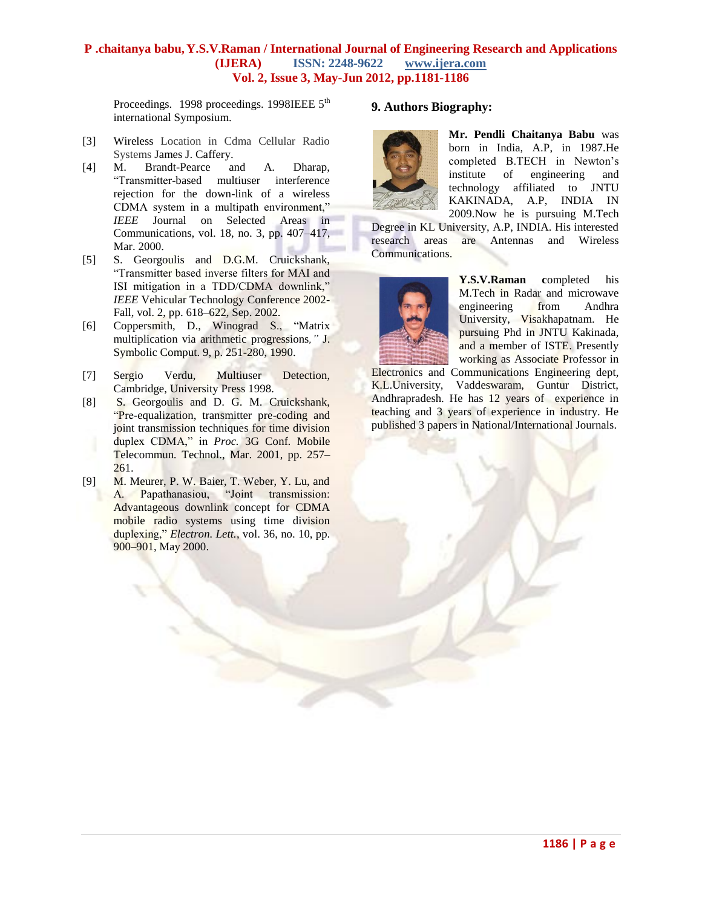Proceedings. 1998 proceedings. 1998IEEE 5th international Symposium.

[3] Wireless Location in Cdma Cellular Radio Systems James J. Caffery.

[4] M. Brandt-Pearce and A. Dharap, "Transmitter-based multiuser interference rejection for the down-link of a wireless CDMA system in a multipath environment," *IEEE* Journal on Selected Areas in Communications, vol. 18, no. 3, pp. 407–417, Mar. 2000.

[5] S. Georgoulis and D.G.M. Cruickshank, "Transmitter based inverse filters for MAI and ISI mitigation in a TDD/CDMA downlink," *IEEE* Vehicular Technology Conference 2002-Fall, vol. 2, pp. 618–622, Sep. 2002.

[6] Coppersmith, D., Winograd S., "Matrix multiplication via arithmetic progressions*,"* J. Symbolic Comput. 9, p. 251-280, 1990.

[7] Sergio Verdu, Multiuser Detection, Cambridge, University Press 1998.

[8] S. Georgoulis and D. G. M. Cruickshank, "Pre-equalization, transmitter pre-coding and joint transmission techniques for time division duplex CDMA," in *Proc.* 3G Conf. Mobile Telecommun. Technol., Mar. 2001, pp. 257–261.

[9] M. Meurer, P. W. Baier, T. Weber, Y. Lu, and A. Papathanasiou, "Joint transmission: Advantageous downlink concept for CDMA mobile radio systems using time division duplexing," *Electron. Lett.*, vol. 36, no. 10, pp. 900–901, May 2000.

## 9. Authors Biography:

**Mr. Pendli Chaitanya Babu** was born in India, A.P, in 1987.He completed B.TECH in Newton's institute of engineering and technology affiliated to JNTU KAKINADA, A.P, INDIA IN 2009.Now he is pursuing M.Tech Degree in KL University, A.P, INDIA. His interested research areas are Antennas and Wireless Communications.

**Y.S.V.Raman** **c**ompleted his M.Tech in Radar and microwave engineering from Andhra University, Visakhapatnam. He pursuing Phd in JNTU Kakinada, and a member of ISTE. Presently working as Associate Professor in Electronics and Communications Engineering dept, K.L.University, Vaddeswaram, Guntur District, Andhrapradesh. He has 12 years of experience in teaching and 3 years of experience in industry. He published 3 papers in National/International Journals.